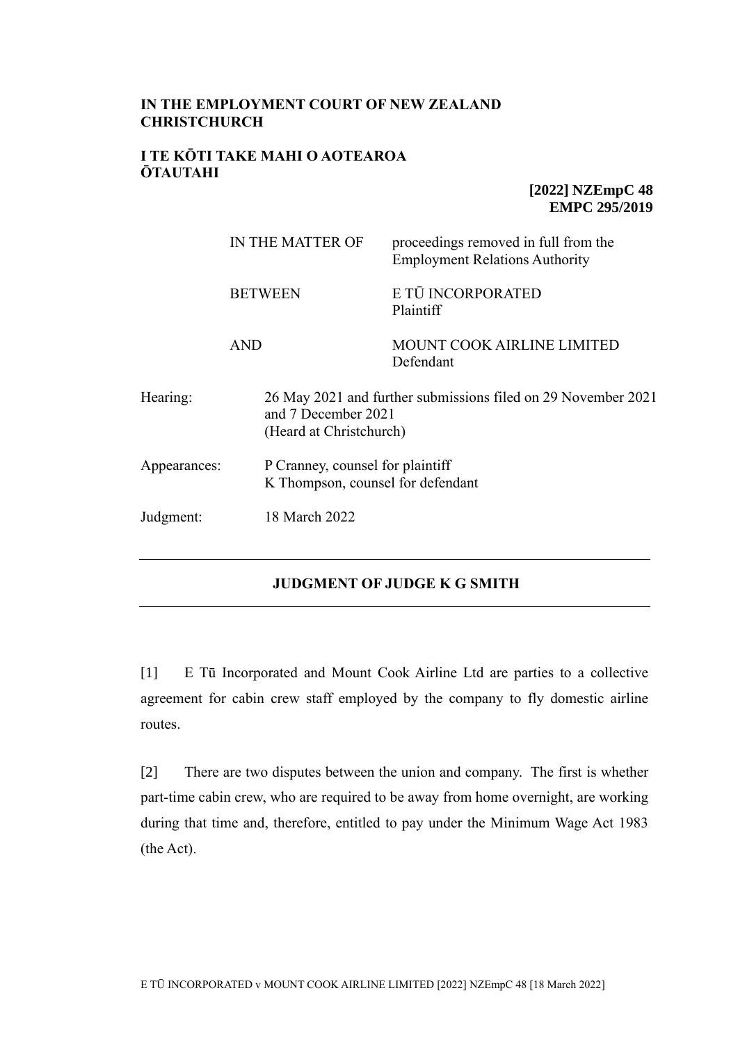**IN THE EMPLOYMENT COURT OF NEW ZEALAND CHRISTCHURCH**

**I TE KŌTI TAKE MAHI O AOTEAROA ŌTAUTAHI**

**[2022] NZEmpC 48**
**EMPC 295/2019**

| | |
|---|---|
| IN THE MATTER OF | proceedings removed in full from the Employment Relations Authority |
| BETWEEN | E TŪ INCORPORATED<br>Plaintiff |
| AND | MOUNT COOK AIRLINE LIMITED<br>Defendant |

| | |
|---|---|
| Hearing: | 26 May 2021 and further submissions filed on 29 November 2021 and 7 December 2021<br>(Heard at Christchurch) |
| Appearances: | P Cranney, counsel for plaintiff<br>K Thompson, counsel for defendant |
| Judgment: | 18 March 2022 |

---

**JUDGMENT OF JUDGE K G SMITH**

---

[1] E Tū Incorporated and Mount Cook Airline Ltd are parties to a collective agreement for cabin crew staff employed by the company to fly domestic airline routes.

[2] There are two disputes between the union and company. The first is whether part-time cabin crew, who are required to be away from home overnight, are working during that time and, therefore, entitled to pay under the Minimum Wage Act 1983 (the Act).

E TŪ INCORPORATED v MOUNT COOK AIRLINE LIMITED [2022] NZEmpC 48 [18 March 2022]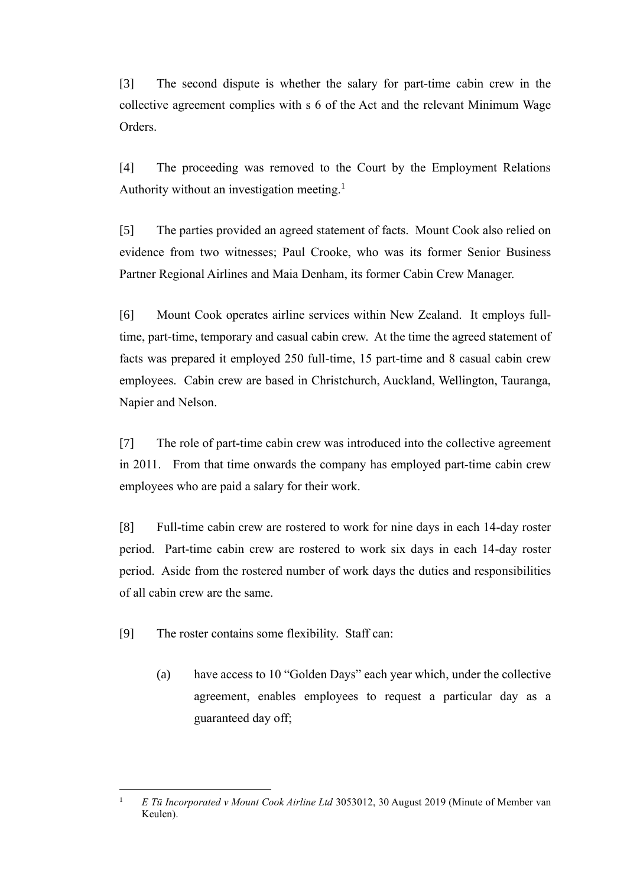[3] The second dispute is whether the salary for part-time cabin crew in the collective agreement complies with s 6 of the Act and the relevant Minimum Wage Orders.

[4] The proceeding was removed to the Court by the Employment Relations Authority without an investigation meeting.[1]

[5] The parties provided an agreed statement of facts. Mount Cook also relied on evidence from two witnesses; Paul Crooke, who was its former Senior Business Partner Regional Airlines and Maia Denham, its former Cabin Crew Manager.

[6] Mount Cook operates airline services within New Zealand. It employs full-time, part-time, temporary and casual cabin crew. At the time the agreed statement of facts was prepared it employed 250 full-time, 15 part-time and 8 casual cabin crew employees. Cabin crew are based in Christchurch, Auckland, Wellington, Tauranga, Napier and Nelson.

[7] The role of part-time cabin crew was introduced into the collective agreement in 2011. From that time onwards the company has employed part-time cabin crew employees who are paid a salary for their work.

[8] Full-time cabin crew are rostered to work for nine days in each 14-day roster period. Part-time cabin crew are rostered to work six days in each 14-day roster period. Aside from the rostered number of work days the duties and responsibilities of all cabin crew are the same.

[9] The roster contains some flexibility. Staff can:

(a) have access to 10 "Golden Days" each year which, under the collective agreement, enables employees to request a particular day as a guaranteed day off;

---

[1] *E Tū Incorporated v Mount Cook Airline Ltd* 3053012, 30 August 2019 (Minute of Member van Keulen).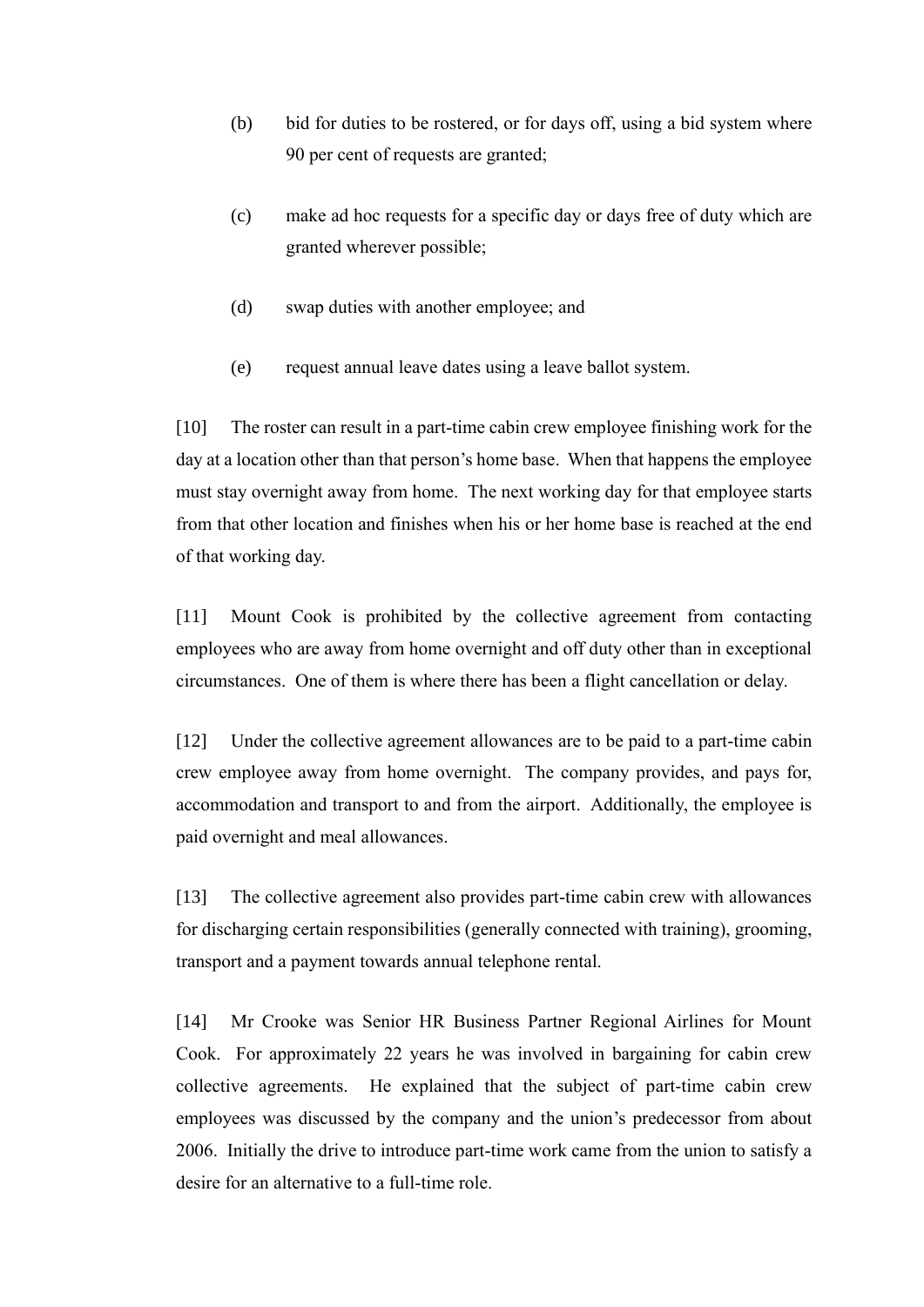(b) bid for duties to be rostered, or for days off, using a bid system where 90 per cent of requests are granted;

(c) make ad hoc requests for a specific day or days free of duty which are granted wherever possible;

(d) swap duties with another employee; and

(e) request annual leave dates using a leave ballot system.

[10] The roster can result in a part-time cabin crew employee finishing work for the day at a location other than that person's home base. When that happens the employee must stay overnight away from home. The next working day for that employee starts from that other location and finishes when his or her home base is reached at the end of that working day.

[11] Mount Cook is prohibited by the collective agreement from contacting employees who are away from home overnight and off duty other than in exceptional circumstances. One of them is where there has been a flight cancellation or delay.

[12] Under the collective agreement allowances are to be paid to a part-time cabin crew employee away from home overnight. The company provides, and pays for, accommodation and transport to and from the airport. Additionally, the employee is paid overnight and meal allowances.

[13] The collective agreement also provides part-time cabin crew with allowances for discharging certain responsibilities (generally connected with training), grooming, transport and a payment towards annual telephone rental.

[14] Mr Crooke was Senior HR Business Partner Regional Airlines for Mount Cook. For approximately 22 years he was involved in bargaining for cabin crew collective agreements. He explained that the subject of part-time cabin crew employees was discussed by the company and the union's predecessor from about 2006. Initially the drive to introduce part-time work came from the union to satisfy a desire for an alternative to a full-time role.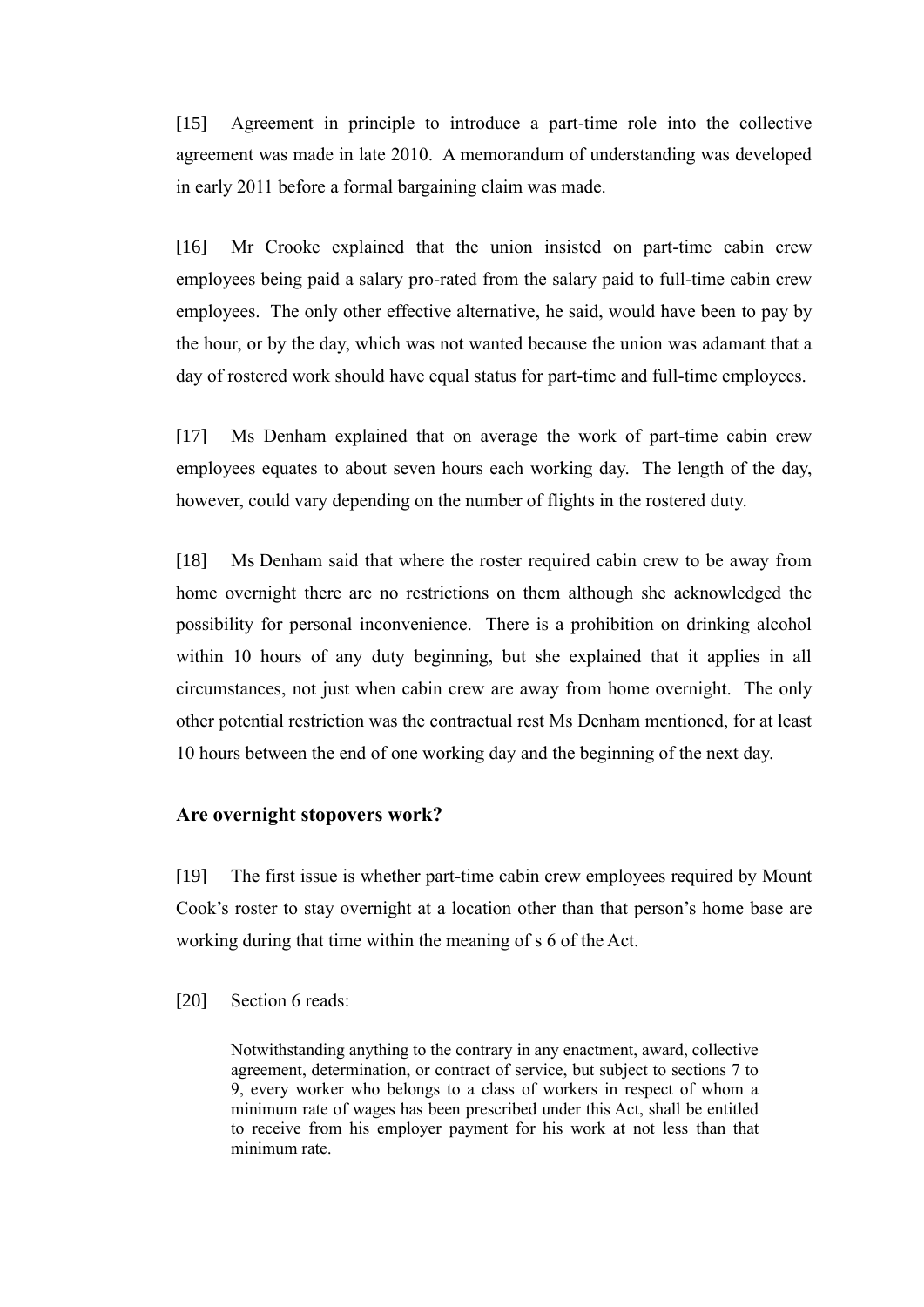[15] Agreement in principle to introduce a part-time role into the collective agreement was made in late 2010. A memorandum of understanding was developed in early 2011 before a formal bargaining claim was made.

[16] Mr Crooke explained that the union insisted on part-time cabin crew employees being paid a salary pro-rated from the salary paid to full-time cabin crew employees. The only other effective alternative, he said, would have been to pay by the hour, or by the day, which was not wanted because the union was adamant that a day of rostered work should have equal status for part-time and full-time employees.

[17] Ms Denham explained that on average the work of part-time cabin crew employees equates to about seven hours each working day. The length of the day, however, could vary depending on the number of flights in the rostered duty.

[18] Ms Denham said that where the roster required cabin crew to be away from home overnight there are no restrictions on them although she acknowledged the possibility for personal inconvenience. There is a prohibition on drinking alcohol within 10 hours of any duty beginning, but she explained that it applies in all circumstances, not just when cabin crew are away from home overnight. The only other potential restriction was the contractual rest Ms Denham mentioned, for at least 10 hours between the end of one working day and the beginning of the next day.

### Are overnight stopovers work?

[19] The first issue is whether part-time cabin crew employees required by Mount Cook's roster to stay overnight at a location other than that person's home base are working during that time within the meaning of s 6 of the Act.

[20] Section 6 reads:

> Notwithstanding anything to the contrary in any enactment, award, collective agreement, determination, or contract of service, but subject to sections 7 to 9, every worker who belongs to a class of workers in respect of whom a minimum rate of wages has been prescribed under this Act, shall be entitled to receive from his employer payment for his work at not less than that minimum rate.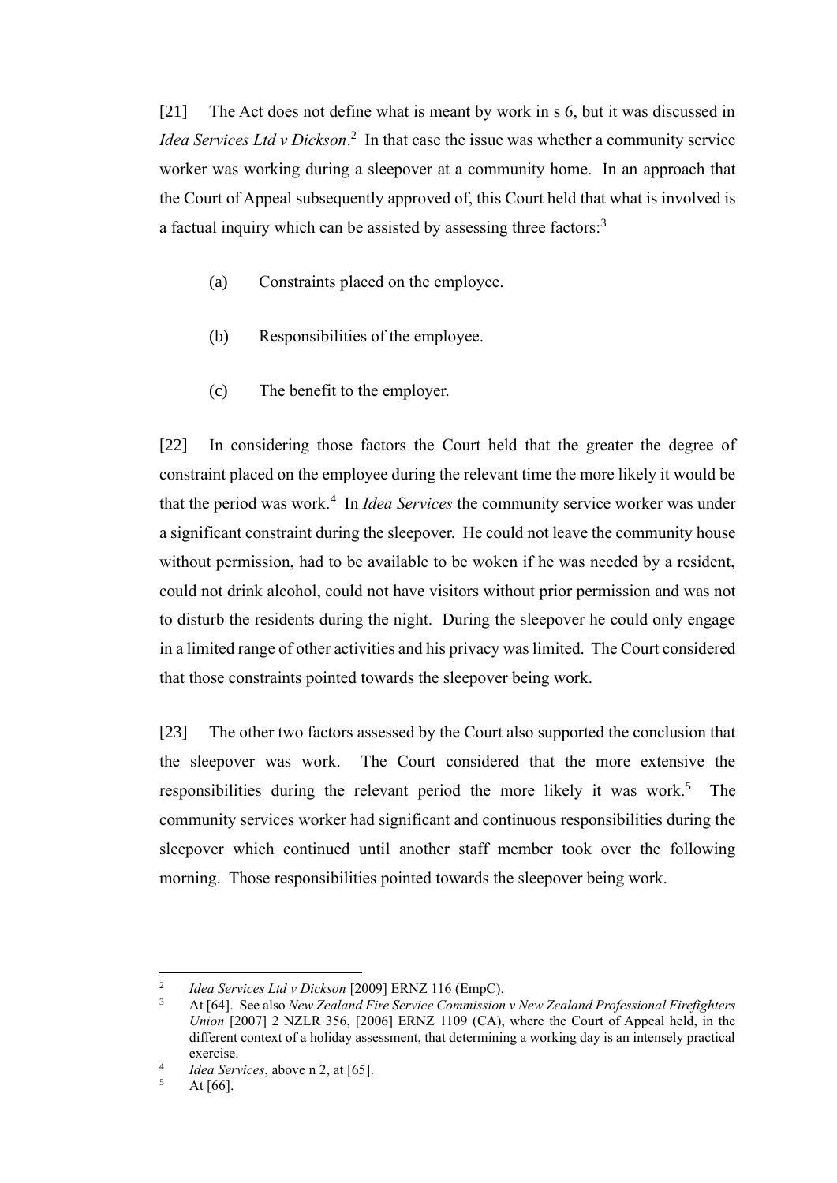[21] The Act does not define what is meant by work in s 6, but it was discussed in *Idea Services Ltd v Dickson*.[2] In that case the issue was whether a community service worker was working during a sleepover at a community home. In an approach that the Court of Appeal subsequently approved of, this Court held that what is involved is a factual inquiry which can be assisted by assessing three factors:[3]

(a) Constraints placed on the employee.

(b) Responsibilities of the employee.

(c) The benefit to the employer.

[22] In considering those factors the Court held that the greater the degree of constraint placed on the employee during the relevant time the more likely it would be that the period was work.[4] In *Idea Services* the community service worker was under a significant constraint during the sleepover. He could not leave the community house without permission, had to be available to be woken if he was needed by a resident, could not drink alcohol, could not have visitors without prior permission and was not to disturb the residents during the night. During the sleepover he could only engage in a limited range of other activities and his privacy was limited. The Court considered that those constraints pointed towards the sleepover being work.

[23] The other two factors assessed by the Court also supported the conclusion that the sleepover was work. The Court considered that the more extensive the responsibilities during the relevant period the more likely it was work.[5] The community services worker had significant and continuous responsibilities during the sleepover which continued until another staff member took over the following morning. Those responsibilities pointed towards the sleepover being work.

---

[2] *Idea Services Ltd v Dickson* [2009] ERNZ 116 (EmpC).

[3] At [64]. See also *New Zealand Fire Service Commission v New Zealand Professional Firefighters Union* [2007] 2 NZLR 356, [2006] ERNZ 1109 (CA), where the Court of Appeal held, in the different context of a holiday assessment, that determining a working day is an intensely practical exercise.

[4] *Idea Services*, above n 2, at [65].

[5] At [66].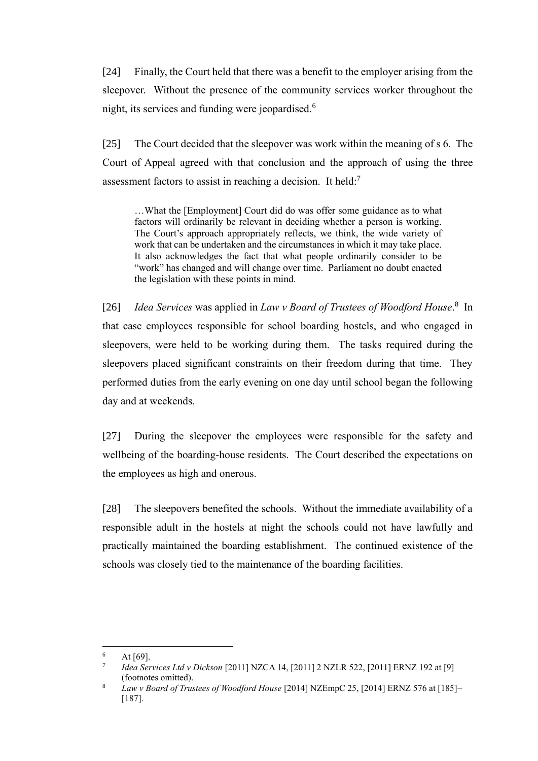[24] Finally, the Court held that there was a benefit to the employer arising from the sleepover. Without the presence of the community services worker throughout the night, its services and funding were jeopardised.[6]

[25] The Court decided that the sleepover was work within the meaning of s 6. The Court of Appeal agreed with that conclusion and the approach of using the three assessment factors to assist in reaching a decision. It held:[7]

> …What the [Employment] Court did do was offer some guidance as to what factors will ordinarily be relevant in deciding whether a person is working. The Court's approach appropriately reflects, we think, the wide variety of work that can be undertaken and the circumstances in which it may take place. It also acknowledges the fact that what people ordinarily consider to be "work" has changed and will change over time. Parliament no doubt enacted the legislation with these points in mind.

[26] *Idea Services* was applied in *Law v Board of Trustees of Woodford House*.[8] In that case employees responsible for school boarding hostels, and who engaged in sleepovers, were held to be working during them. The tasks required during the sleepovers placed significant constraints on their freedom during that time. They performed duties from the early evening on one day until school began the following day and at weekends.

[27] During the sleepover the employees were responsible for the safety and wellbeing of the boarding-house residents. The Court described the expectations on the employees as high and onerous.

[28] The sleepovers benefited the schools. Without the immediate availability of a responsible adult in the hostels at night the schools could not have lawfully and practically maintained the boarding establishment. The continued existence of the schools was closely tied to the maintenance of the boarding facilities.

---

[6] At [69].

[7] *Idea Services Ltd v Dickson* [2011] NZCA 14, [2011] 2 NZLR 522, [2011] ERNZ 192 at [9] (footnotes omitted).

[8] *Law v Board of Trustees of Woodford House* [2014] NZEmpC 25, [2014] ERNZ 576 at [185]–[187].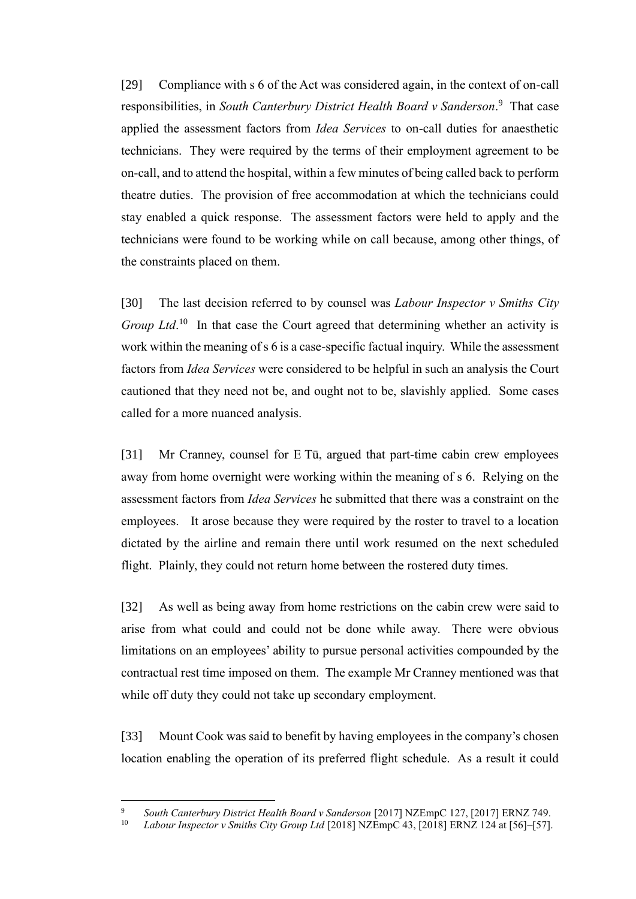[29] Compliance with s 6 of the Act was considered again, in the context of on-call responsibilities, in *South Canterbury District Health Board v Sanderson*.[9] That case applied the assessment factors from *Idea Services* to on-call duties for anaesthetic technicians. They were required by the terms of their employment agreement to be on-call, and to attend the hospital, within a few minutes of being called back to perform theatre duties. The provision of free accommodation at which the technicians could stay enabled a quick response. The assessment factors were held to apply and the technicians were found to be working while on call because, among other things, of the constraints placed on them.

[30] The last decision referred to by counsel was *Labour Inspector v Smiths City Group Ltd*.[10] In that case the Court agreed that determining whether an activity is work within the meaning of s 6 is a case-specific factual inquiry. While the assessment factors from *Idea Services* were considered to be helpful in such an analysis the Court cautioned that they need not be, and ought not to be, slavishly applied. Some cases called for a more nuanced analysis.

[31] Mr Cranney, counsel for E Tū, argued that part-time cabin crew employees away from home overnight were working within the meaning of s 6. Relying on the assessment factors from *Idea Services* he submitted that there was a constraint on the employees. It arose because they were required by the roster to travel to a location dictated by the airline and remain there until work resumed on the next scheduled flight. Plainly, they could not return home between the rostered duty times.

[32] As well as being away from home restrictions on the cabin crew were said to arise from what could and could not be done while away. There were obvious limitations on an employees' ability to pursue personal activities compounded by the contractual rest time imposed on them. The example Mr Cranney mentioned was that while off duty they could not take up secondary employment.

[33] Mount Cook was said to benefit by having employees in the company's chosen location enabling the operation of its preferred flight schedule. As a result it could

---

[9] *South Canterbury District Health Board v Sanderson* [2017] NZEmpC 127, [2017] ERNZ 749.

[10] *Labour Inspector v Smiths City Group Ltd* [2018] NZEmpC 43, [2018] ERNZ 124 at [56]–[57].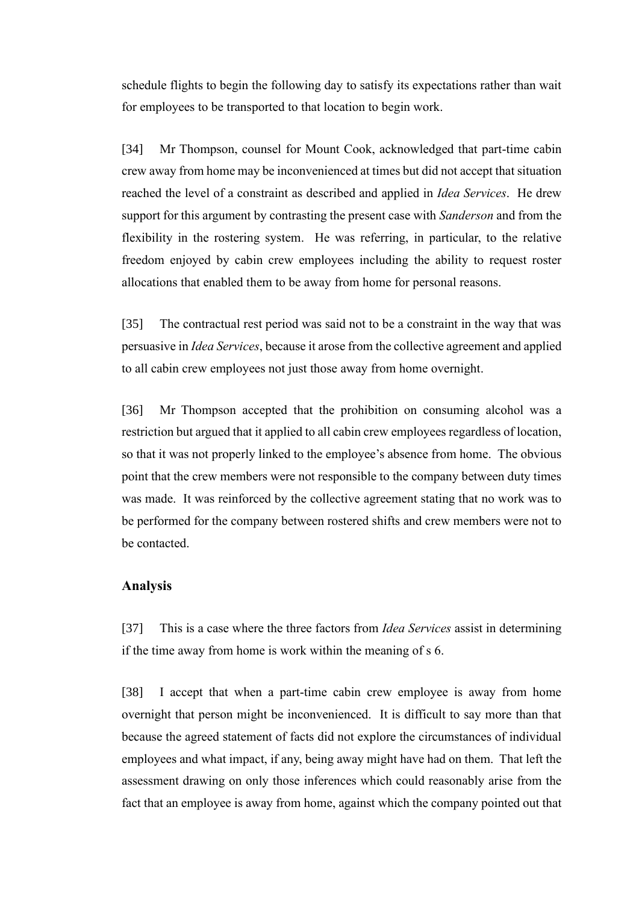schedule flights to begin the following day to satisfy its expectations rather than wait for employees to be transported to that location to begin work.

[34] Mr Thompson, counsel for Mount Cook, acknowledged that part-time cabin crew away from home may be inconvenienced at times but did not accept that situation reached the level of a constraint as described and applied in *Idea Services*. He drew support for this argument by contrasting the present case with *Sanderson* and from the flexibility in the rostering system. He was referring, in particular, to the relative freedom enjoyed by cabin crew employees including the ability to request roster allocations that enabled them to be away from home for personal reasons.

[35] The contractual rest period was said not to be a constraint in the way that was persuasive in *Idea Services*, because it arose from the collective agreement and applied to all cabin crew employees not just those away from home overnight.

[36] Mr Thompson accepted that the prohibition on consuming alcohol was a restriction but argued that it applied to all cabin crew employees regardless of location, so that it was not properly linked to the employee's absence from home. The obvious point that the crew members were not responsible to the company between duty times was made. It was reinforced by the collective agreement stating that no work was to be performed for the company between rostered shifts and crew members were not to be contacted.

## Analysis

[37] This is a case where the three factors from *Idea Services* assist in determining if the time away from home is work within the meaning of s 6.

[38] I accept that when a part-time cabin crew employee is away from home overnight that person might be inconvenienced. It is difficult to say more than that because the agreed statement of facts did not explore the circumstances of individual employees and what impact, if any, being away might have had on them. That left the assessment drawing on only those inferences which could reasonably arise from the fact that an employee is away from home, against which the company pointed out that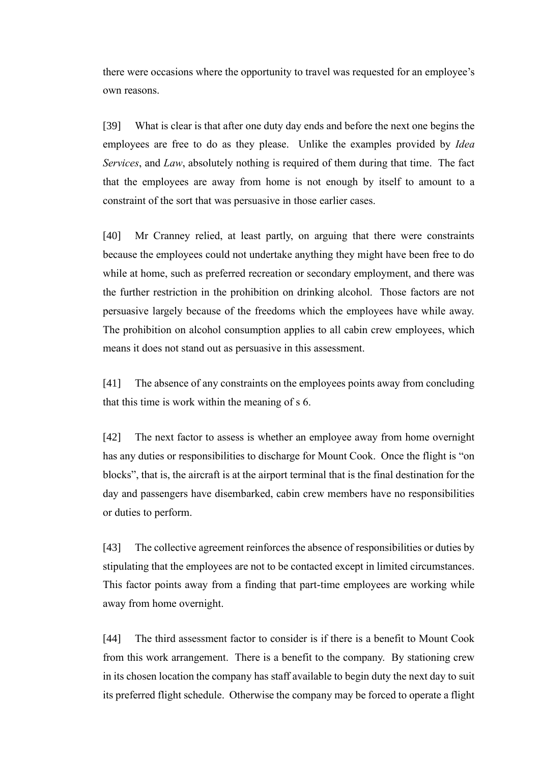there were occasions where the opportunity to travel was requested for an employee's own reasons.

[39] What is clear is that after one duty day ends and before the next one begins the employees are free to do as they please. Unlike the examples provided by *Idea Services*, and *Law*, absolutely nothing is required of them during that time. The fact that the employees are away from home is not enough by itself to amount to a constraint of the sort that was persuasive in those earlier cases.

[40] Mr Cranney relied, at least partly, on arguing that there were constraints because the employees could not undertake anything they might have been free to do while at home, such as preferred recreation or secondary employment, and there was the further restriction in the prohibition on drinking alcohol. Those factors are not persuasive largely because of the freedoms which the employees have while away. The prohibition on alcohol consumption applies to all cabin crew employees, which means it does not stand out as persuasive in this assessment.

[41] The absence of any constraints on the employees points away from concluding that this time is work within the meaning of s 6.

[42] The next factor to assess is whether an employee away from home overnight has any duties or responsibilities to discharge for Mount Cook. Once the flight is "on blocks", that is, the aircraft is at the airport terminal that is the final destination for the day and passengers have disembarked, cabin crew members have no responsibilities or duties to perform.

[43] The collective agreement reinforces the absence of responsibilities or duties by stipulating that the employees are not to be contacted except in limited circumstances. This factor points away from a finding that part-time employees are working while away from home overnight.

[44] The third assessment factor to consider is if there is a benefit to Mount Cook from this work arrangement. There is a benefit to the company. By stationing crew in its chosen location the company has staff available to begin duty the next day to suit its preferred flight schedule. Otherwise the company may be forced to operate a flight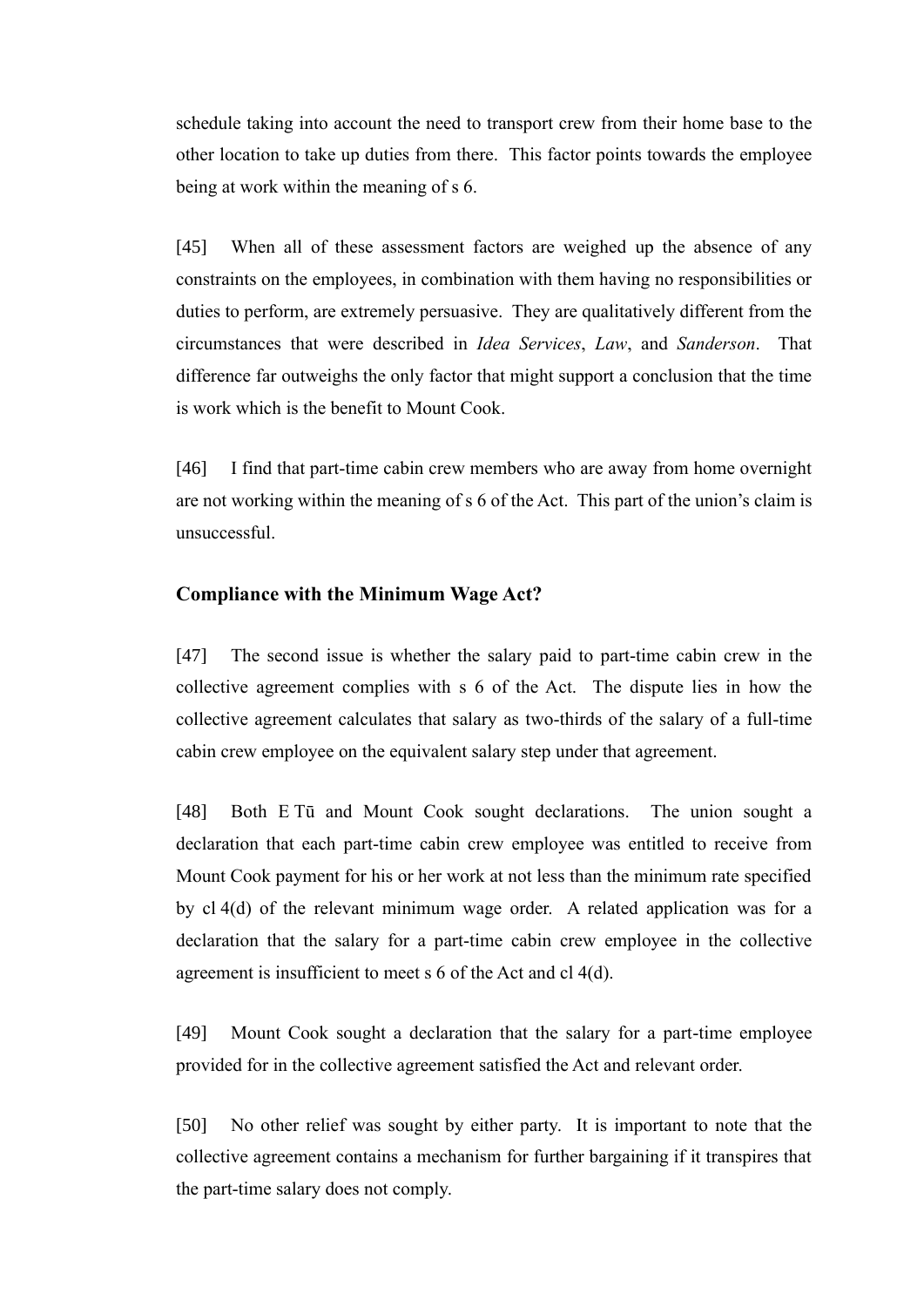schedule taking into account the need to transport crew from their home base to the other location to take up duties from there. This factor points towards the employee being at work within the meaning of s 6.

[45] When all of these assessment factors are weighed up the absence of any constraints on the employees, in combination with them having no responsibilities or duties to perform, are extremely persuasive. They are qualitatively different from the circumstances that were described in *Idea Services*, *Law*, and *Sanderson*. That difference far outweighs the only factor that might support a conclusion that the time is work which is the benefit to Mount Cook.

[46] I find that part-time cabin crew members who are away from home overnight are not working within the meaning of s 6 of the Act. This part of the union's claim is unsuccessful.

### Compliance with the Minimum Wage Act?

[47] The second issue is whether the salary paid to part-time cabin crew in the collective agreement complies with s 6 of the Act. The dispute lies in how the collective agreement calculates that salary as two-thirds of the salary of a full-time cabin crew employee on the equivalent salary step under that agreement.

[48] Both E Tū and Mount Cook sought declarations. The union sought a declaration that each part-time cabin crew employee was entitled to receive from Mount Cook payment for his or her work at not less than the minimum rate specified by cl 4(d) of the relevant minimum wage order. A related application was for a declaration that the salary for a part-time cabin crew employee in the collective agreement is insufficient to meet s 6 of the Act and cl 4(d).

[49] Mount Cook sought a declaration that the salary for a part-time employee provided for in the collective agreement satisfied the Act and relevant order.

[50] No other relief was sought by either party. It is important to note that the collective agreement contains a mechanism for further bargaining if it transpires that the part-time salary does not comply.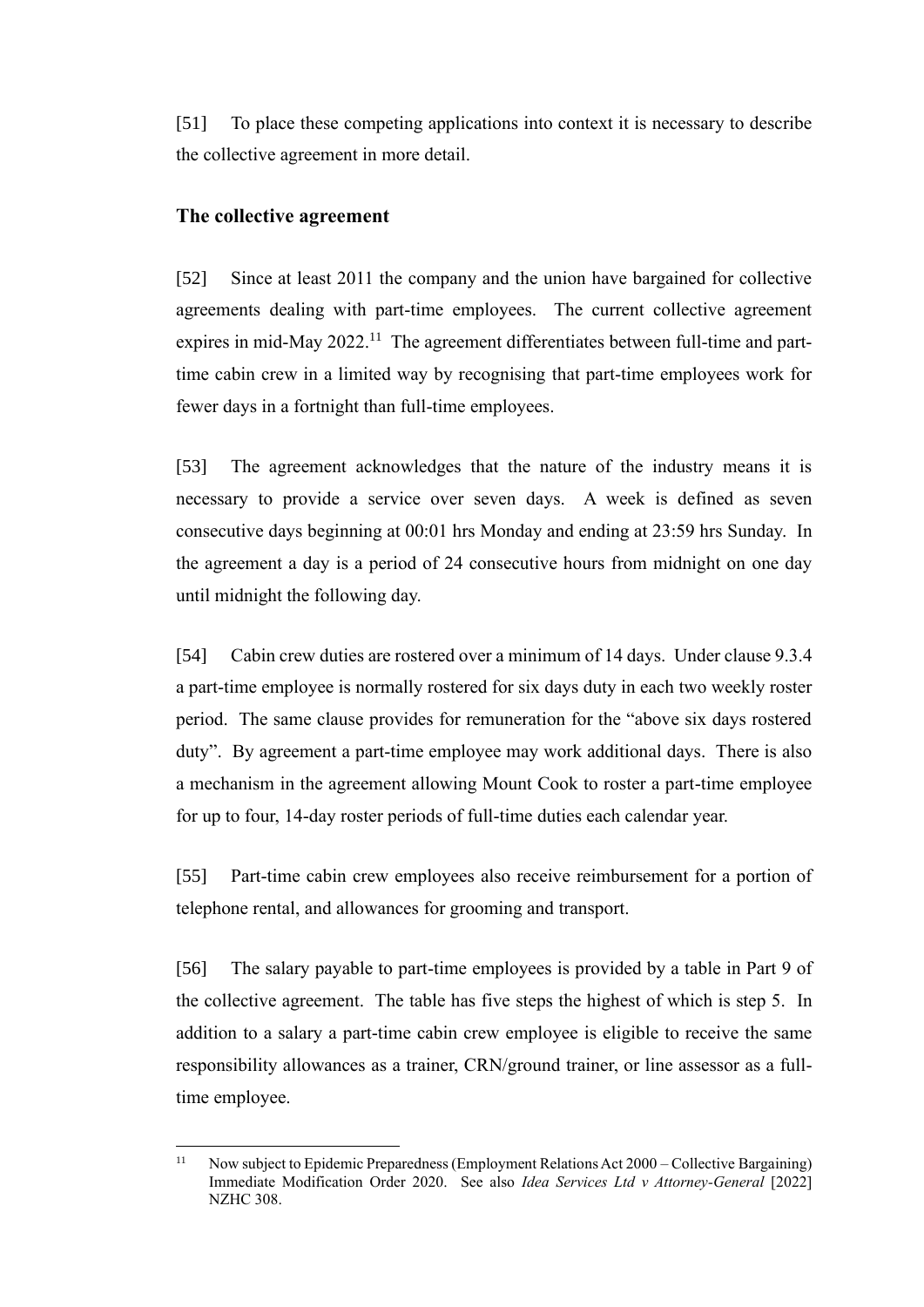[51] To place these competing applications into context it is necessary to describe the collective agreement in more detail.

## The collective agreement

[52] Since at least 2011 the company and the union have bargained for collective agreements dealing with part-time employees. The current collective agreement expires in mid-May 2022.[11] The agreement differentiates between full-time and part-time cabin crew in a limited way by recognising that part-time employees work for fewer days in a fortnight than full-time employees.

[53] The agreement acknowledges that the nature of the industry means it is necessary to provide a service over seven days. A week is defined as seven consecutive days beginning at 00:01 hrs Monday and ending at 23:59 hrs Sunday. In the agreement a day is a period of 24 consecutive hours from midnight on one day until midnight the following day.

[54] Cabin crew duties are rostered over a minimum of 14 days. Under clause 9.3.4 a part-time employee is normally rostered for six days duty in each two weekly roster period. The same clause provides for remuneration for the "above six days rostered duty". By agreement a part-time employee may work additional days. There is also a mechanism in the agreement allowing Mount Cook to roster a part-time employee for up to four, 14-day roster periods of full-time duties each calendar year.

[55] Part-time cabin crew employees also receive reimbursement for a portion of telephone rental, and allowances for grooming and transport.

[56] The salary payable to part-time employees is provided by a table in Part 9 of the collective agreement. The table has five steps the highest of which is step 5. In addition to a salary a part-time cabin crew employee is eligible to receive the same responsibility allowances as a trainer, CRN/ground trainer, or line assessor as a full-time employee.

---

[11] Now subject to Epidemic Preparedness (Employment Relations Act 2000 – Collective Bargaining) Immediate Modification Order 2020. See also *Idea Services Ltd v Attorney-General* [2022] NZHC 308.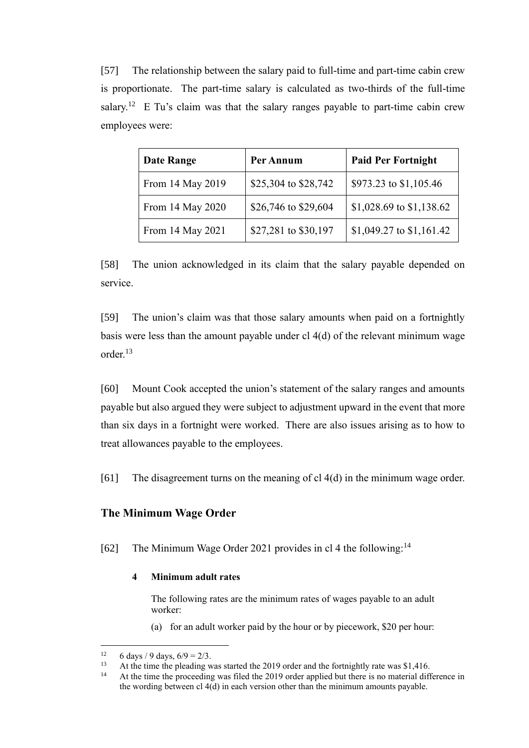[57] The relationship between the salary paid to full-time and part-time cabin crew is proportionate. The part-time salary is calculated as two-thirds of the full-time salary.[12] E Tu's claim was that the salary ranges payable to part-time cabin crew employees were:

| Date Range | Per Annum | Paid Per Fortnight |
|---|---|---|
| From 14 May 2019 | $25,304 to $28,742 | $973.23 to $1,105.46 |
| From 14 May 2020 | $26,746 to $29,604 | $1,028.69 to $1,138.62 |
| From 14 May 2021 | $27,281 to $30,197 | $1,049.27 to $1,161.42 |

[58] The union acknowledged in its claim that the salary payable depended on service.

[59] The union's claim was that those salary amounts when paid on a fortnightly basis were less than the amount payable under cl 4(d) of the relevant minimum wage order.[13]

[60] Mount Cook accepted the union's statement of the salary ranges and amounts payable but also argued they were subject to adjustment upward in the event that more than six days in a fortnight were worked. There are also issues arising as to how to treat allowances payable to the employees.

[61] The disagreement turns on the meaning of cl 4(d) in the minimum wage order.

## The Minimum Wage Order

[62] The Minimum Wage Order 2021 provides in cl 4 the following:[14]

> **4 Minimum adult rates**
>
> The following rates are the minimum rates of wages payable to an adult worker:
>
> (a) for an adult worker paid by the hour or by piecework, $20 per hour:

---

[12] 6 days / 9 days, 6/9 = 2/3.

[13] At the time the pleading was started the 2019 order and the fortnightly rate was $1,416.

[14] At the time the proceeding was filed the 2019 order applied but there is no material difference in the wording between cl 4(d) in each version other than the minimum amounts payable.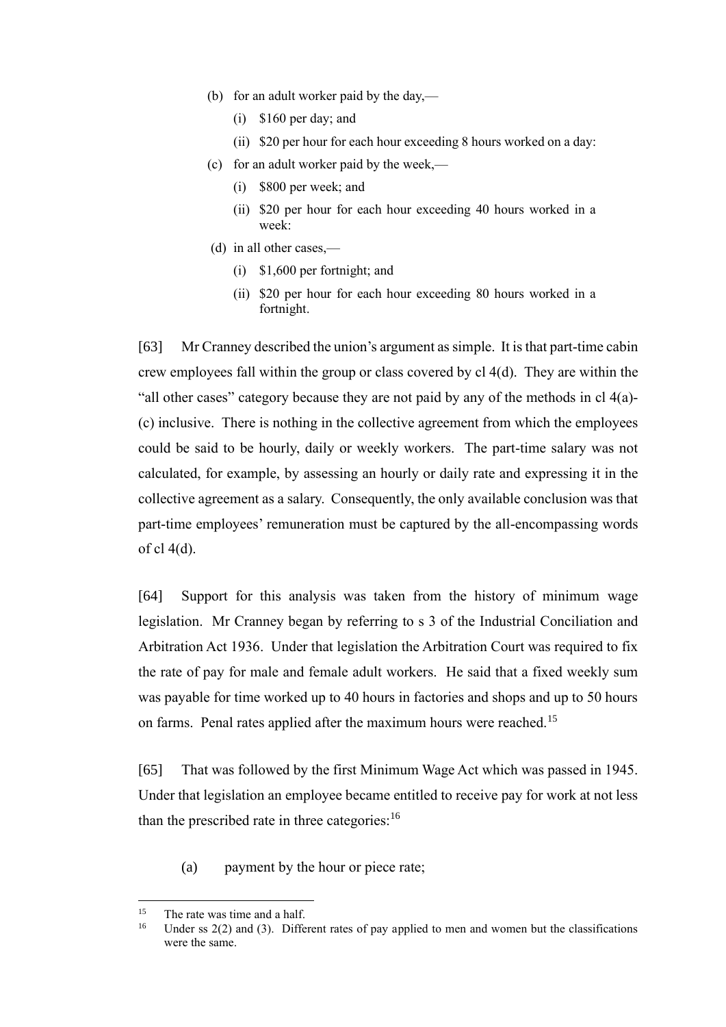(b) for an adult worker paid by the day,—

   (i) $160 per day; and

   (ii) $20 per hour for each hour exceeding 8 hours worked on a day:

(c) for an adult worker paid by the week,—

   (i) $800 per week; and

   (ii) $20 per hour for each hour exceeding 40 hours worked in a week:

(d) in all other cases,—

   (i) $1,600 per fortnight; and

   (ii) $20 per hour for each hour exceeding 80 hours worked in a fortnight.

[63] Mr Cranney described the union's argument as simple. It is that part-time cabin crew employees fall within the group or class covered by cl 4(d). They are within the "all other cases" category because they are not paid by any of the methods in cl 4(a)-(c) inclusive. There is nothing in the collective agreement from which the employees could be said to be hourly, daily or weekly workers. The part-time salary was not calculated, for example, by assessing an hourly or daily rate and expressing it in the collective agreement as a salary. Consequently, the only available conclusion was that part-time employees' remuneration must be captured by the all-encompassing words of cl 4(d).

[64] Support for this analysis was taken from the history of minimum wage legislation. Mr Cranney began by referring to s 3 of the Industrial Conciliation and Arbitration Act 1936. Under that legislation the Arbitration Court was required to fix the rate of pay for male and female adult workers. He said that a fixed weekly sum was payable for time worked up to 40 hours in factories and shops and up to 50 hours on farms. Penal rates applied after the maximum hours were reached.[15]

[65] That was followed by the first Minimum Wage Act which was passed in 1945. Under that legislation an employee became entitled to receive pay for work at not less than the prescribed rate in three categories:[16]

(a) payment by the hour or piece rate;

---

[15] The rate was time and a half.

[16] Under ss 2(2) and (3). Different rates of pay applied to men and women but the classifications were the same.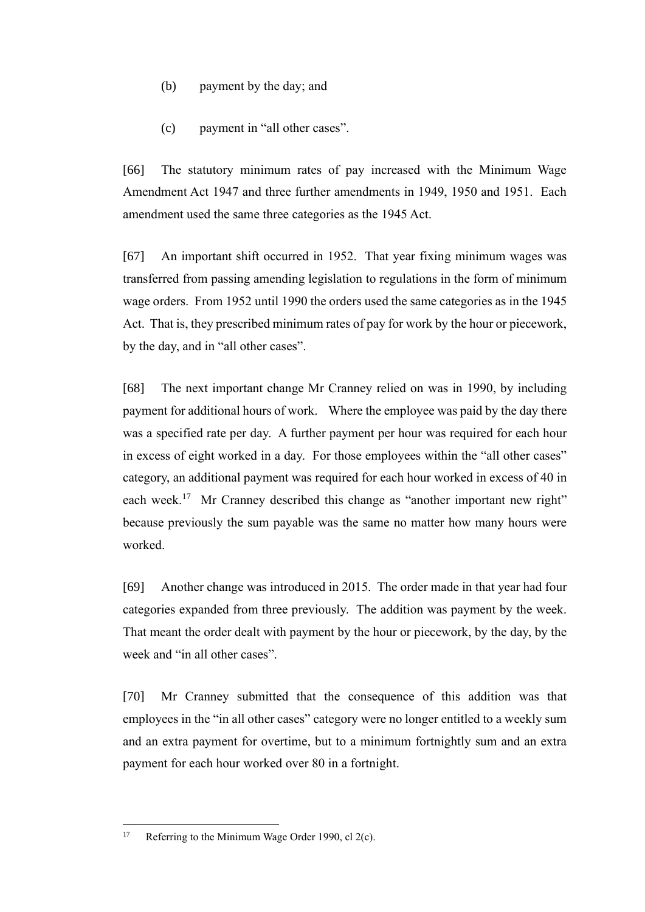(b) payment by the day; and

(c) payment in "all other cases".

[66] The statutory minimum rates of pay increased with the Minimum Wage Amendment Act 1947 and three further amendments in 1949, 1950 and 1951. Each amendment used the same three categories as the 1945 Act.

[67] An important shift occurred in 1952. That year fixing minimum wages was transferred from passing amending legislation to regulations in the form of minimum wage orders. From 1952 until 1990 the orders used the same categories as in the 1945 Act. That is, they prescribed minimum rates of pay for work by the hour or piecework, by the day, and in "all other cases".

[68] The next important change Mr Cranney relied on was in 1990, by including payment for additional hours of work. Where the employee was paid by the day there was a specified rate per day. A further payment per hour was required for each hour in excess of eight worked in a day. For those employees within the "all other cases" category, an additional payment was required for each hour worked in excess of 40 in each week.[17] Mr Cranney described this change as "another important new right" because previously the sum payable was the same no matter how many hours were worked.

[69] Another change was introduced in 2015. The order made in that year had four categories expanded from three previously. The addition was payment by the week. That meant the order dealt with payment by the hour or piecework, by the day, by the week and "in all other cases".

[70] Mr Cranney submitted that the consequence of this addition was that employees in the "in all other cases" category were no longer entitled to a weekly sum and an extra payment for overtime, but to a minimum fortnightly sum and an extra payment for each hour worked over 80 in a fortnight.

---

[17] Referring to the Minimum Wage Order 1990, cl 2(c).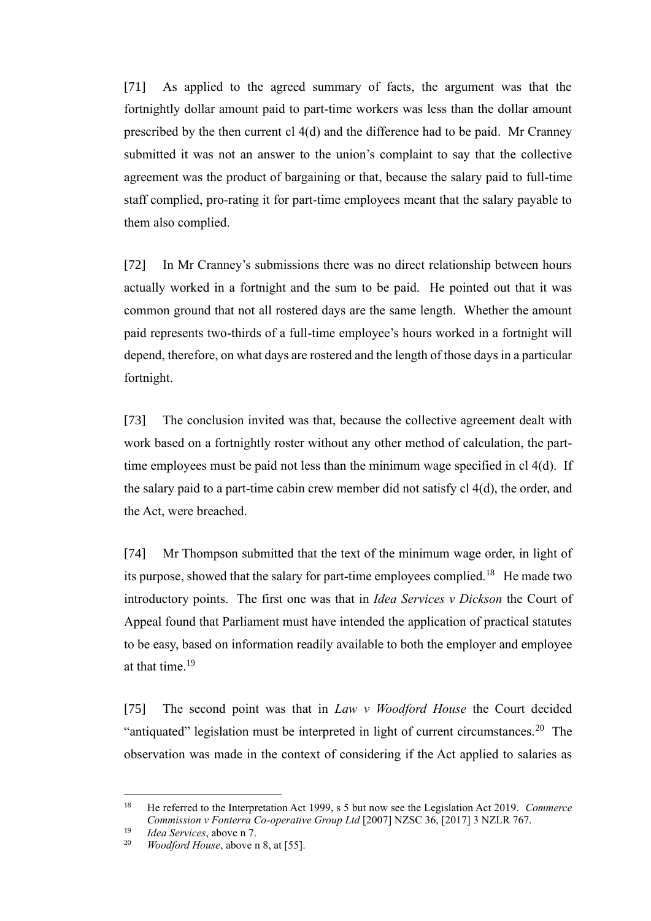[71] As applied to the agreed summary of facts, the argument was that the fortnightly dollar amount paid to part-time workers was less than the dollar amount prescribed by the then current cl 4(d) and the difference had to be paid. Mr Cranney submitted it was not an answer to the union's complaint to say that the collective agreement was the product of bargaining or that, because the salary paid to full-time staff complied, pro-rating it for part-time employees meant that the salary payable to them also complied.

[72] In Mr Cranney's submissions there was no direct relationship between hours actually worked in a fortnight and the sum to be paid. He pointed out that it was common ground that not all rostered days are the same length. Whether the amount paid represents two-thirds of a full-time employee's hours worked in a fortnight will depend, therefore, on what days are rostered and the length of those days in a particular fortnight.

[73] The conclusion invited was that, because the collective agreement dealt with work based on a fortnightly roster without any other method of calculation, the part-time employees must be paid not less than the minimum wage specified in cl 4(d). If the salary paid to a part-time cabin crew member did not satisfy cl 4(d), the order, and the Act, were breached.

[74] Mr Thompson submitted that the text of the minimum wage order, in light of its purpose, showed that the salary for part-time employees complied.[18] He made two introductory points. The first one was that in *Idea Services v Dickson* the Court of Appeal found that Parliament must have intended the application of practical statutes to be easy, based on information readily available to both the employer and employee at that time.[19]

[75] The second point was that in *Law v Woodford House* the Court decided "antiquated" legislation must be interpreted in light of current circumstances.[20] The observation was made in the context of considering if the Act applied to salaries as

---

[18] He referred to the Interpretation Act 1999, s 5 but now see the Legislation Act 2019. *Commerce Commission v Fonterra Co-operative Group Ltd* [2007] NZSC 36, [2017] 3 NZLR 767.

[19] *Idea Services*, above n 7.

[20] *Woodford House*, above n 8, at [55].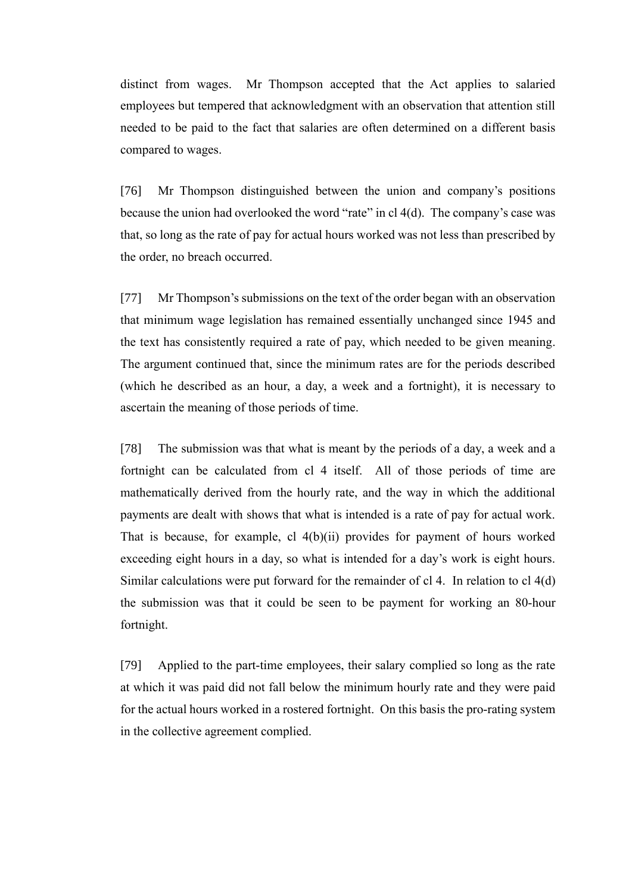distinct from wages. Mr Thompson accepted that the Act applies to salaried employees but tempered that acknowledgment with an observation that attention still needed to be paid to the fact that salaries are often determined on a different basis compared to wages.

[76] Mr Thompson distinguished between the union and company's positions because the union had overlooked the word "rate" in cl 4(d). The company's case was that, so long as the rate of pay for actual hours worked was not less than prescribed by the order, no breach occurred.

[77] Mr Thompson's submissions on the text of the order began with an observation that minimum wage legislation has remained essentially unchanged since 1945 and the text has consistently required a rate of pay, which needed to be given meaning. The argument continued that, since the minimum rates are for the periods described (which he described as an hour, a day, a week and a fortnight), it is necessary to ascertain the meaning of those periods of time.

[78] The submission was that what is meant by the periods of a day, a week and a fortnight can be calculated from cl 4 itself. All of those periods of time are mathematically derived from the hourly rate, and the way in which the additional payments are dealt with shows that what is intended is a rate of pay for actual work. That is because, for example, cl 4(b)(ii) provides for payment of hours worked exceeding eight hours in a day, so what is intended for a day's work is eight hours. Similar calculations were put forward for the remainder of cl 4. In relation to cl 4(d) the submission was that it could be seen to be payment for working an 80-hour fortnight.

[79] Applied to the part-time employees, their salary complied so long as the rate at which it was paid did not fall below the minimum hourly rate and they were paid for the actual hours worked in a rostered fortnight. On this basis the pro-rating system in the collective agreement complied.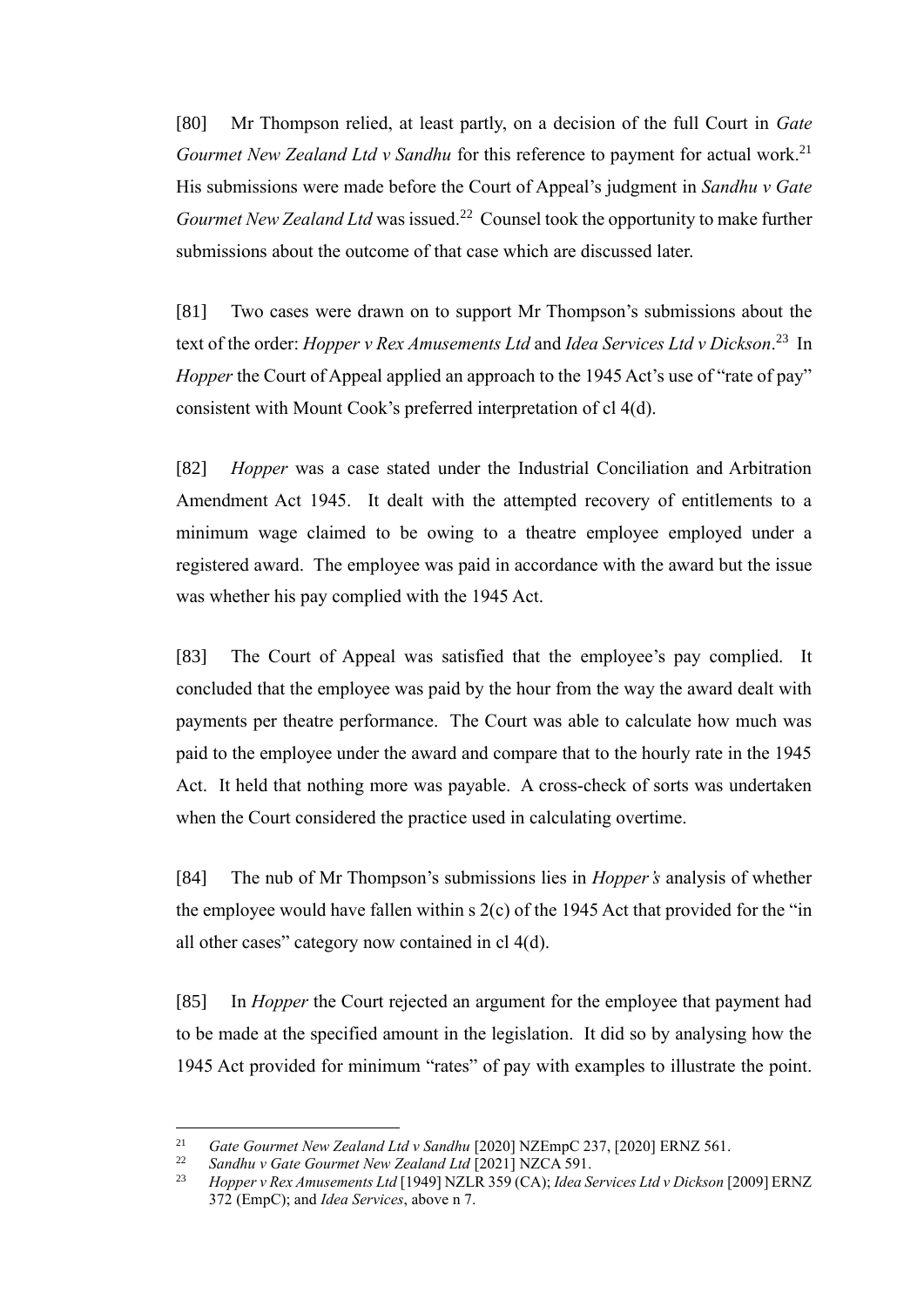[80] Mr Thompson relied, at least partly, on a decision of the full Court in *Gate Gourmet New Zealand Ltd v Sandhu* for this reference to payment for actual work.[21] His submissions were made before the Court of Appeal's judgment in *Sandhu v Gate Gourmet New Zealand Ltd* was issued.[22] Counsel took the opportunity to make further submissions about the outcome of that case which are discussed later.

[81] Two cases were drawn on to support Mr Thompson's submissions about the text of the order: *Hopper v Rex Amusements Ltd* and *Idea Services Ltd v Dickson*.[23] In *Hopper* the Court of Appeal applied an approach to the 1945 Act's use of "rate of pay" consistent with Mount Cook's preferred interpretation of cl 4(d).

[82] *Hopper* was a case stated under the Industrial Conciliation and Arbitration Amendment Act 1945. It dealt with the attempted recovery of entitlements to a minimum wage claimed to be owing to a theatre employee employed under a registered award. The employee was paid in accordance with the award but the issue was whether his pay complied with the 1945 Act.

[83] The Court of Appeal was satisfied that the employee's pay complied. It concluded that the employee was paid by the hour from the way the award dealt with payments per theatre performance. The Court was able to calculate how much was paid to the employee under the award and compare that to the hourly rate in the 1945 Act. It held that nothing more was payable. A cross-check of sorts was undertaken when the Court considered the practice used in calculating overtime.

[84] The nub of Mr Thompson's submissions lies in *Hopper's* analysis of whether the employee would have fallen within s 2(c) of the 1945 Act that provided for the "in all other cases" category now contained in cl 4(d).

[85] In *Hopper* the Court rejected an argument for the employee that payment had to be made at the specified amount in the legislation. It did so by analysing how the 1945 Act provided for minimum "rates" of pay with examples to illustrate the point.

---

[21] *Gate Gourmet New Zealand Ltd v Sandhu* [2020] NZEmpC 237, [2020] ERNZ 561.

[22] *Sandhu v Gate Gourmet New Zealand Ltd* [2021] NZCA 591.

[23] *Hopper v Rex Amusements Ltd* [1949] NZLR 359 (CA); *Idea Services Ltd v Dickson* [2009] ERNZ 372 (EmpC); and *Idea Services*, above n 7.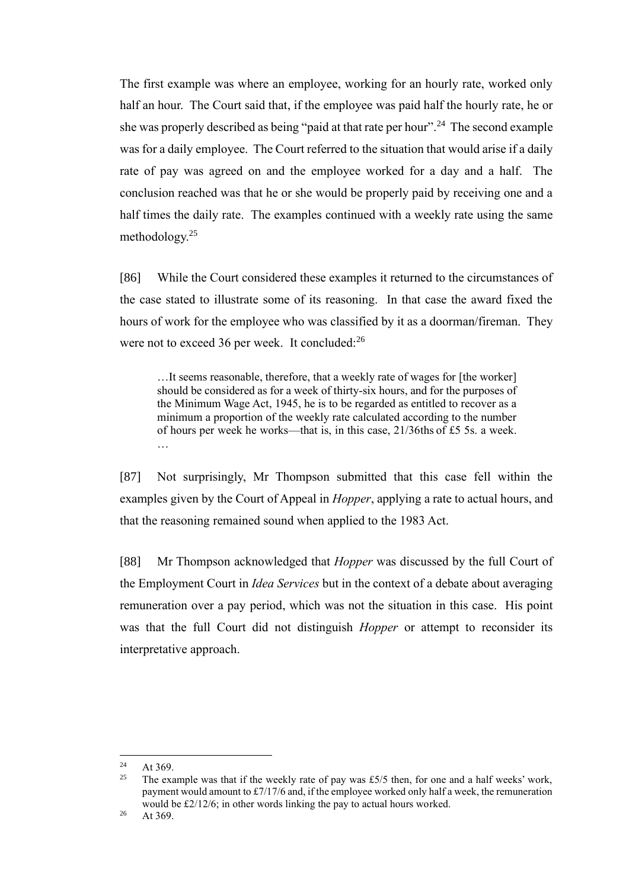The first example was where an employee, working for an hourly rate, worked only half an hour. The Court said that, if the employee was paid half the hourly rate, he or she was properly described as being "paid at that rate per hour".[24] The second example was for a daily employee. The Court referred to the situation that would arise if a daily rate of pay was agreed on and the employee worked for a day and a half. The conclusion reached was that he or she would be properly paid by receiving one and a half times the daily rate. The examples continued with a weekly rate using the same methodology.[25]

[86] While the Court considered these examples it returned to the circumstances of the case stated to illustrate some of its reasoning. In that case the award fixed the hours of work for the employee who was classified by it as a doorman/fireman. They were not to exceed 36 per week. It concluded:[26]

> …It seems reasonable, therefore, that a weekly rate of wages for [the worker] should be considered as for a week of thirty-six hours, and for the purposes of the Minimum Wage Act, 1945, he is to be regarded as entitled to recover as a minimum a proportion of the weekly rate calculated according to the number of hours per week he works—that is, in this case, 21/36ths of £5 5s. a week. …

[87] Not surprisingly, Mr Thompson submitted that this case fell within the examples given by the Court of Appeal in *Hopper*, applying a rate to actual hours, and that the reasoning remained sound when applied to the 1983 Act.

[88] Mr Thompson acknowledged that *Hopper* was discussed by the full Court of the Employment Court in *Idea Services* but in the context of a debate about averaging remuneration over a pay period, which was not the situation in this case. His point was that the full Court did not distinguish *Hopper* or attempt to reconsider its interpretative approach.

---

[24] At 369.

[25] The example was that if the weekly rate of pay was £5/5 then, for one and a half weeks' work, payment would amount to £7/17/6 and, if the employee worked only half a week, the remuneration would be £2/12/6; in other words linking the pay to actual hours worked.

[26] At 369.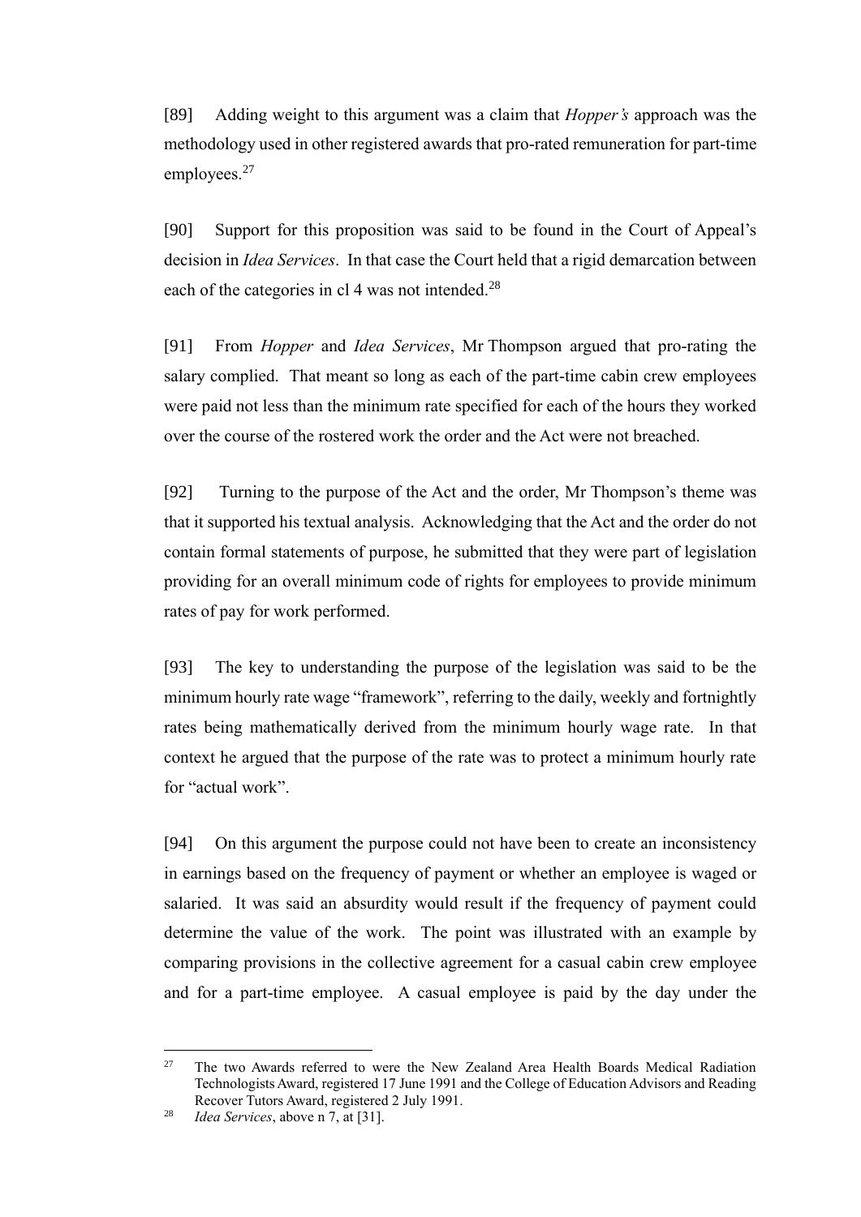[89] Adding weight to this argument was a claim that *Hopper's* approach was the methodology used in other registered awards that pro-rated remuneration for part-time employees.[27]

[90] Support for this proposition was said to be found in the Court of Appeal's decision in *Idea Services*. In that case the Court held that a rigid demarcation between each of the categories in cl 4 was not intended.[28]

[91] From *Hopper* and *Idea Services*, Mr Thompson argued that pro-rating the salary complied. That meant so long as each of the part-time cabin crew employees were paid not less than the minimum rate specified for each of the hours they worked over the course of the rostered work the order and the Act were not breached.

[92] Turning to the purpose of the Act and the order, Mr Thompson's theme was that it supported his textual analysis. Acknowledging that the Act and the order do not contain formal statements of purpose, he submitted that they were part of legislation providing for an overall minimum code of rights for employees to provide minimum rates of pay for work performed.

[93] The key to understanding the purpose of the legislation was said to be the minimum hourly rate wage "framework", referring to the daily, weekly and fortnightly rates being mathematically derived from the minimum hourly wage rate. In that context he argued that the purpose of the rate was to protect a minimum hourly rate for "actual work".

[94] On this argument the purpose could not have been to create an inconsistency in earnings based on the frequency of payment or whether an employee is waged or salaried. It was said an absurdity would result if the frequency of payment could determine the value of the work. The point was illustrated with an example by comparing provisions in the collective agreement for a casual cabin crew employee and for a part-time employee. A casual employee is paid by the day under the

---

[27] The two Awards referred to were the New Zealand Area Health Boards Medical Radiation Technologists Award, registered 17 June 1991 and the College of Education Advisors and Reading Recover Tutors Award, registered 2 July 1991.

[28] *Idea Services*, above n 7, at [31].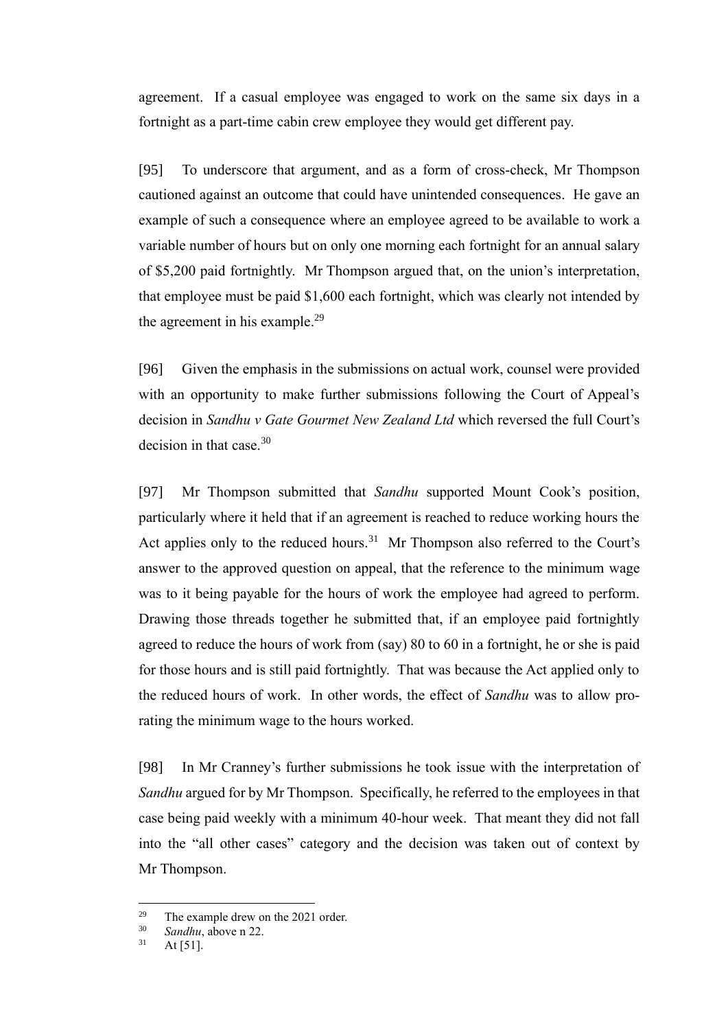agreement. If a casual employee was engaged to work on the same six days in a fortnight as a part-time cabin crew employee they would get different pay.

[95] To underscore that argument, and as a form of cross-check, Mr Thompson cautioned against an outcome that could have unintended consequences. He gave an example of such a consequence where an employee agreed to be available to work a variable number of hours but on only one morning each fortnight for an annual salary of $5,200 paid fortnightly. Mr Thompson argued that, on the union's interpretation, that employee must be paid $1,600 each fortnight, which was clearly not intended by the agreement in his example.[29]

[96] Given the emphasis in the submissions on actual work, counsel were provided with an opportunity to make further submissions following the Court of Appeal's decision in *Sandhu v Gate Gourmet New Zealand Ltd* which reversed the full Court's decision in that case.[30]

[97] Mr Thompson submitted that *Sandhu* supported Mount Cook's position, particularly where it held that if an agreement is reached to reduce working hours the Act applies only to the reduced hours.[31] Mr Thompson also referred to the Court's answer to the approved question on appeal, that the reference to the minimum wage was to it being payable for the hours of work the employee had agreed to perform. Drawing those threads together he submitted that, if an employee paid fortnightly agreed to reduce the hours of work from (say) 80 to 60 in a fortnight, he or she is paid for those hours and is still paid fortnightly. That was because the Act applied only to the reduced hours of work. In other words, the effect of *Sandhu* was to allow pro-rating the minimum wage to the hours worked.

[98] In Mr Cranney's further submissions he took issue with the interpretation of *Sandhu* argued for by Mr Thompson. Specifically, he referred to the employees in that case being paid weekly with a minimum 40-hour week. That meant they did not fall into the "all other cases" category and the decision was taken out of context by Mr Thompson.

---

[29] The example drew on the 2021 order.

[30] *Sandhu*, above n 22.

[31] At [51].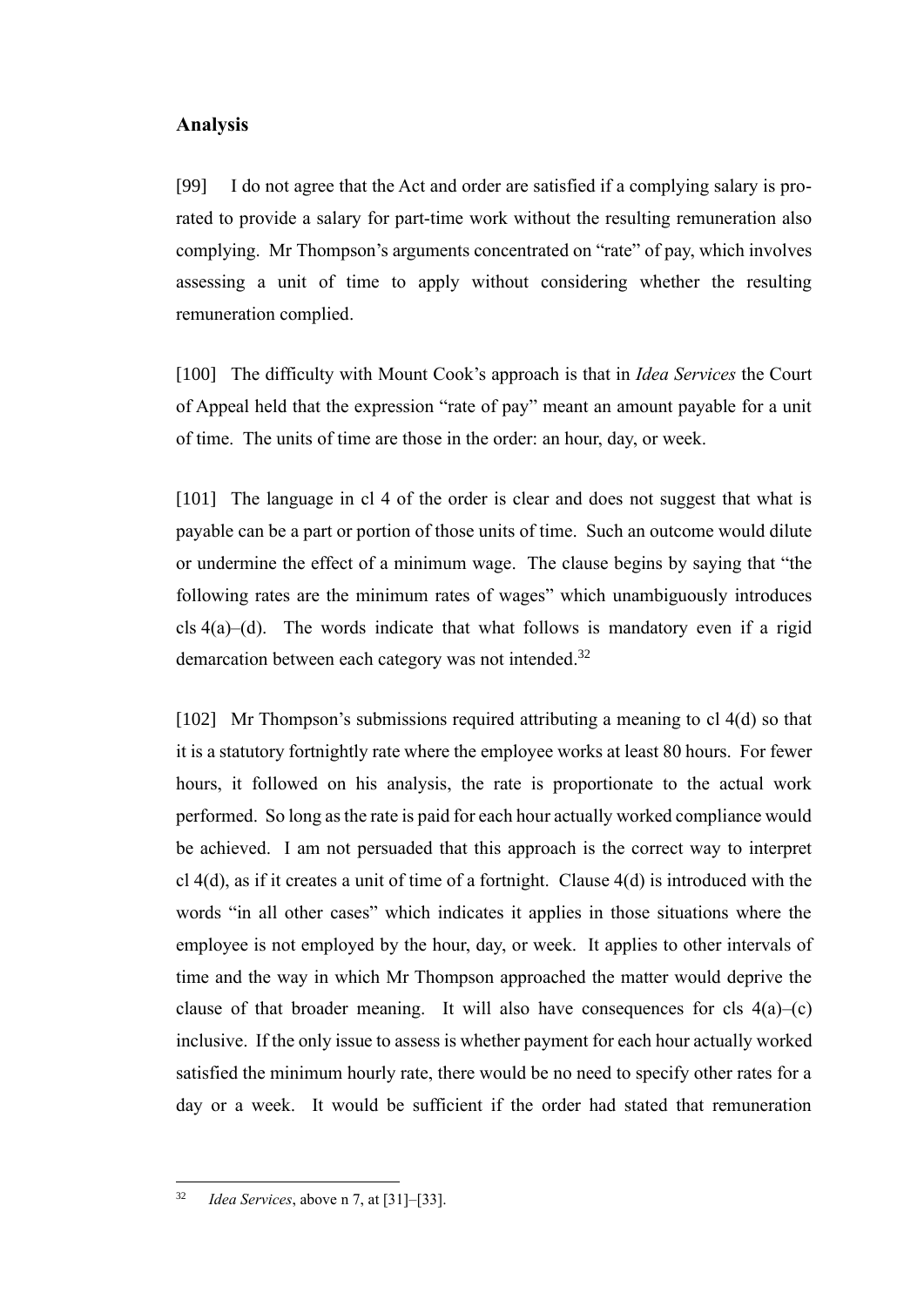## Analysis

[99] I do not agree that the Act and order are satisfied if a complying salary is pro-rated to provide a salary for part-time work without the resulting remuneration also complying. Mr Thompson's arguments concentrated on "rate" of pay, which involves assessing a unit of time to apply without considering whether the resulting remuneration complied.

[100] The difficulty with Mount Cook's approach is that in *Idea Services* the Court of Appeal held that the expression "rate of pay" meant an amount payable for a unit of time. The units of time are those in the order: an hour, day, or week.

[101] The language in cl 4 of the order is clear and does not suggest that what is payable can be a part or portion of those units of time. Such an outcome would dilute or undermine the effect of a minimum wage. The clause begins by saying that "the following rates are the minimum rates of wages" which unambiguously introduces cls 4(a)–(d). The words indicate that what follows is mandatory even if a rigid demarcation between each category was not intended.[32]

[102] Mr Thompson's submissions required attributing a meaning to cl 4(d) so that it is a statutory fortnightly rate where the employee works at least 80 hours. For fewer hours, it followed on his analysis, the rate is proportionate to the actual work performed. So long as the rate is paid for each hour actually worked compliance would be achieved. I am not persuaded that this approach is the correct way to interpret cl 4(d), as if it creates a unit of time of a fortnight. Clause 4(d) is introduced with the words "in all other cases" which indicates it applies in those situations where the employee is not employed by the hour, day, or week. It applies to other intervals of time and the way in which Mr Thompson approached the matter would deprive the clause of that broader meaning. It will also have consequences for cls 4(a)–(c) inclusive. If the only issue to assess is whether payment for each hour actually worked satisfied the minimum hourly rate, there would be no need to specify other rates for a day or a week. It would be sufficient if the order had stated that remuneration

---

[32] *Idea Services*, above n 7, at [31]–[33].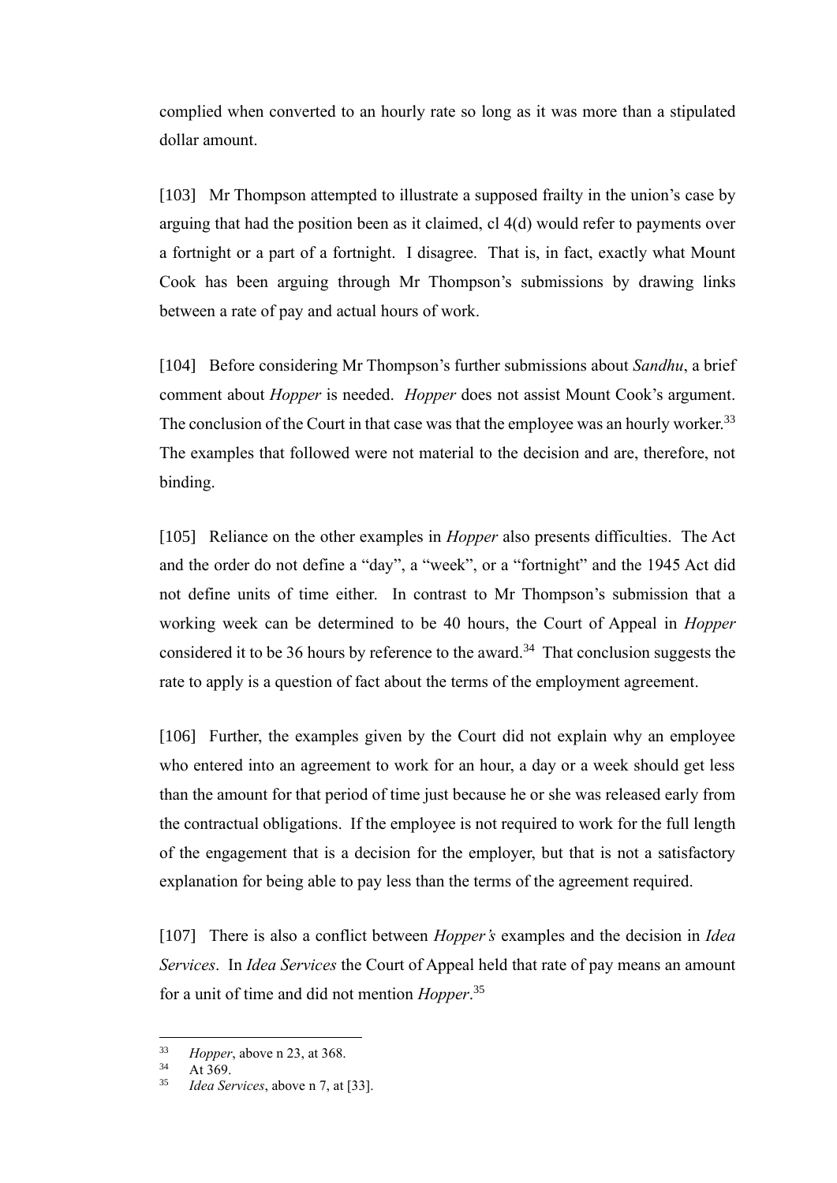complied when converted to an hourly rate so long as it was more than a stipulated dollar amount.

[103] Mr Thompson attempted to illustrate a supposed frailty in the union's case by arguing that had the position been as it claimed, cl 4(d) would refer to payments over a fortnight or a part of a fortnight. I disagree. That is, in fact, exactly what Mount Cook has been arguing through Mr Thompson's submissions by drawing links between a rate of pay and actual hours of work.

[104] Before considering Mr Thompson's further submissions about *Sandhu*, a brief comment about *Hopper* is needed. *Hopper* does not assist Mount Cook's argument. The conclusion of the Court in that case was that the employee was an hourly worker.[33] The examples that followed were not material to the decision and are, therefore, not binding.

[105] Reliance on the other examples in *Hopper* also presents difficulties. The Act and the order do not define a "day", a "week", or a "fortnight" and the 1945 Act did not define units of time either. In contrast to Mr Thompson's submission that a working week can be determined to be 40 hours, the Court of Appeal in *Hopper* considered it to be 36 hours by reference to the award.[34] That conclusion suggests the rate to apply is a question of fact about the terms of the employment agreement.

[106] Further, the examples given by the Court did not explain why an employee who entered into an agreement to work for an hour, a day or a week should get less than the amount for that period of time just because he or she was released early from the contractual obligations. If the employee is not required to work for the full length of the engagement that is a decision for the employer, but that is not a satisfactory explanation for being able to pay less than the terms of the agreement required.

[107] There is also a conflict between *Hopper's* examples and the decision in *Idea Services*. In *Idea Services* the Court of Appeal held that rate of pay means an amount for a unit of time and did not mention *Hopper*.[35]

---

[33] *Hopper*, above n 23, at 368.

[34] At 369.

[35] *Idea Services*, above n 7, at [33].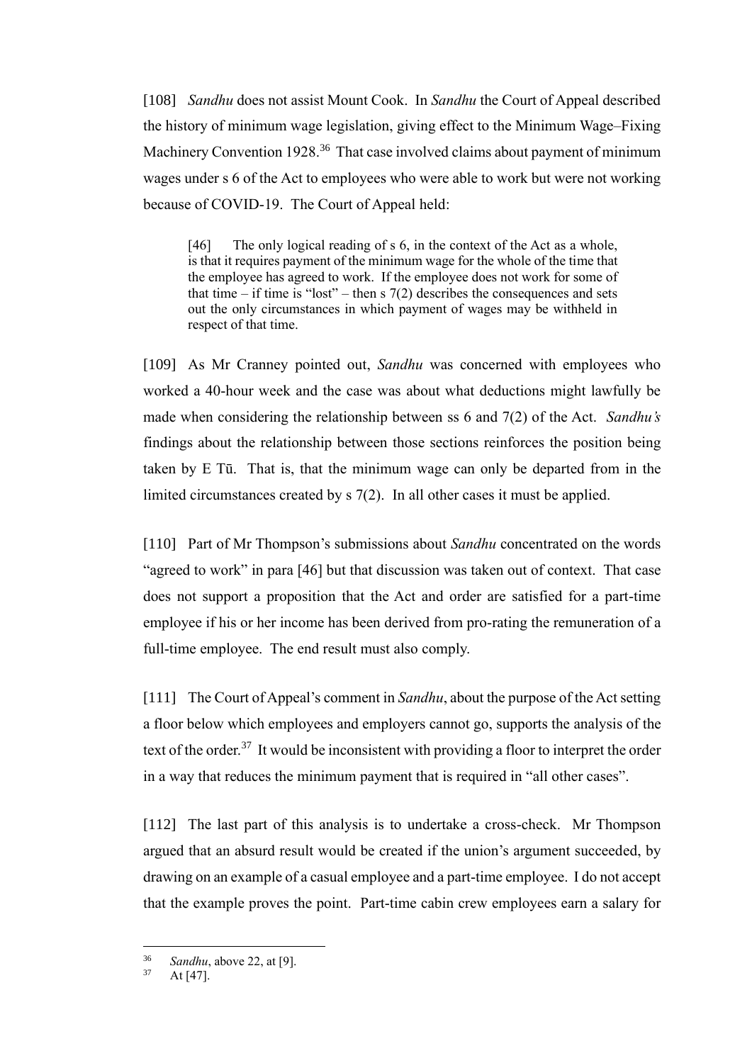[108] *Sandhu* does not assist Mount Cook. In *Sandhu* the Court of Appeal described the history of minimum wage legislation, giving effect to the Minimum Wage–Fixing Machinery Convention 1928.[36] That case involved claims about payment of minimum wages under s 6 of the Act to employees who were able to work but were not working because of COVID-19. The Court of Appeal held:

> [46] The only logical reading of s 6, in the context of the Act as a whole, is that it requires payment of the minimum wage for the whole of the time that the employee has agreed to work. If the employee does not work for some of that time – if time is "lost" – then s 7(2) describes the consequences and sets out the only circumstances in which payment of wages may be withheld in respect of that time.

[109] As Mr Cranney pointed out, *Sandhu* was concerned with employees who worked a 40-hour week and the case was about what deductions might lawfully be made when considering the relationship between ss 6 and 7(2) of the Act. *Sandhu's* findings about the relationship between those sections reinforces the position being taken by E Tū. That is, that the minimum wage can only be departed from in the limited circumstances created by s 7(2). In all other cases it must be applied.

[110] Part of Mr Thompson's submissions about *Sandhu* concentrated on the words "agreed to work" in para [46] but that discussion was taken out of context. That case does not support a proposition that the Act and order are satisfied for a part-time employee if his or her income has been derived from pro-rating the remuneration of a full-time employee. The end result must also comply.

[111] The Court of Appeal's comment in *Sandhu*, about the purpose of the Act setting a floor below which employees and employers cannot go, supports the analysis of the text of the order.[37] It would be inconsistent with providing a floor to interpret the order in a way that reduces the minimum payment that is required in "all other cases".

[112] The last part of this analysis is to undertake a cross-check. Mr Thompson argued that an absurd result would be created if the union's argument succeeded, by drawing on an example of a casual employee and a part-time employee. I do not accept that the example proves the point. Part-time cabin crew employees earn a salary for

---

[36] *Sandhu*, above 22, at [9].

[37] At [47].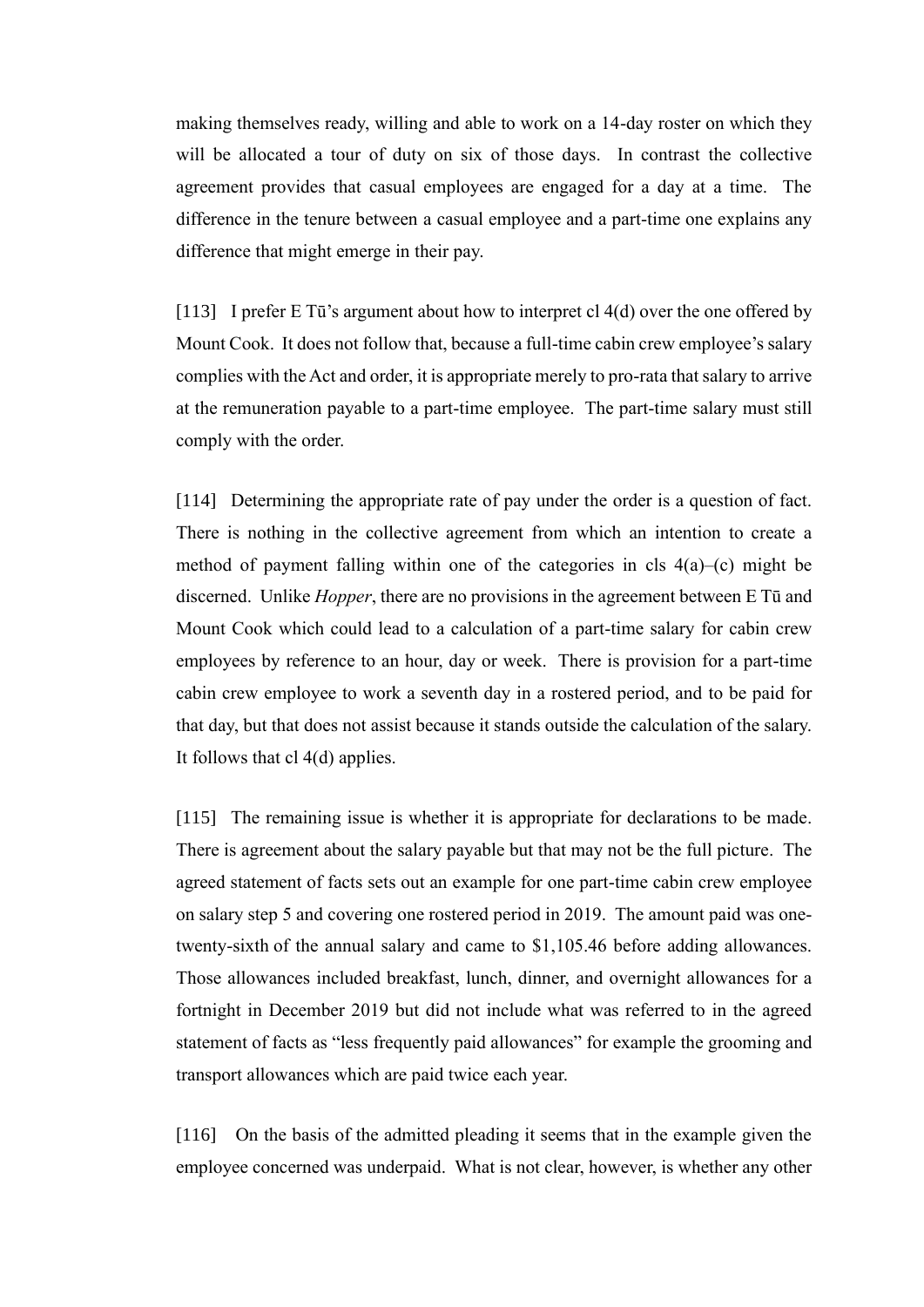making themselves ready, willing and able to work on a 14-day roster on which they will be allocated a tour of duty on six of those days. In contrast the collective agreement provides that casual employees are engaged for a day at a time. The difference in the tenure between a casual employee and a part-time one explains any difference that might emerge in their pay.

[113] I prefer E Tū's argument about how to interpret cl 4(d) over the one offered by Mount Cook. It does not follow that, because a full-time cabin crew employee's salary complies with the Act and order, it is appropriate merely to pro-rata that salary to arrive at the remuneration payable to a part-time employee. The part-time salary must still comply with the order.

[114] Determining the appropriate rate of pay under the order is a question of fact. There is nothing in the collective agreement from which an intention to create a method of payment falling within one of the categories in cls 4(a)–(c) might be discerned. Unlike *Hopper*, there are no provisions in the agreement between E Tū and Mount Cook which could lead to a calculation of a part-time salary for cabin crew employees by reference to an hour, day or week. There is provision for a part-time cabin crew employee to work a seventh day in a rostered period, and to be paid for that day, but that does not assist because it stands outside the calculation of the salary. It follows that cl 4(d) applies.

[115] The remaining issue is whether it is appropriate for declarations to be made. There is agreement about the salary payable but that may not be the full picture. The agreed statement of facts sets out an example for one part-time cabin crew employee on salary step 5 and covering one rostered period in 2019. The amount paid was one-twenty-sixth of the annual salary and came to $1,105.46 before adding allowances. Those allowances included breakfast, lunch, dinner, and overnight allowances for a fortnight in December 2019 but did not include what was referred to in the agreed statement of facts as "less frequently paid allowances" for example the grooming and transport allowances which are paid twice each year.

[116] On the basis of the admitted pleading it seems that in the example given the employee concerned was underpaid. What is not clear, however, is whether any other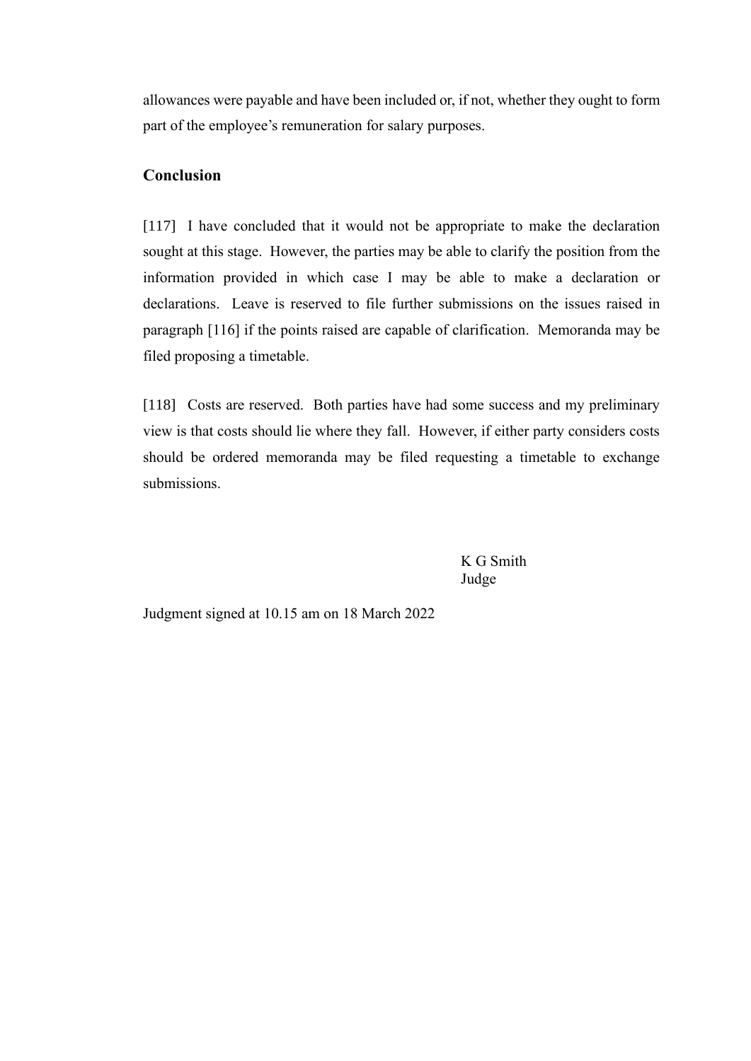allowances were payable and have been included or, if not, whether they ought to form part of the employee's remuneration for salary purposes.

## Conclusion

[117] I have concluded that it would not be appropriate to make the declaration sought at this stage. However, the parties may be able to clarify the position from the information provided in which case I may be able to make a declaration or declarations. Leave is reserved to file further submissions on the issues raised in paragraph [116] if the points raised are capable of clarification. Memoranda may be filed proposing a timetable.

[118] Costs are reserved. Both parties have had some success and my preliminary view is that costs should lie where they fall. However, if either party considers costs should be ordered memoranda may be filed requesting a timetable to exchange submissions.

K G Smith
Judge

Judgment signed at 10.15 am on 18 March 2022